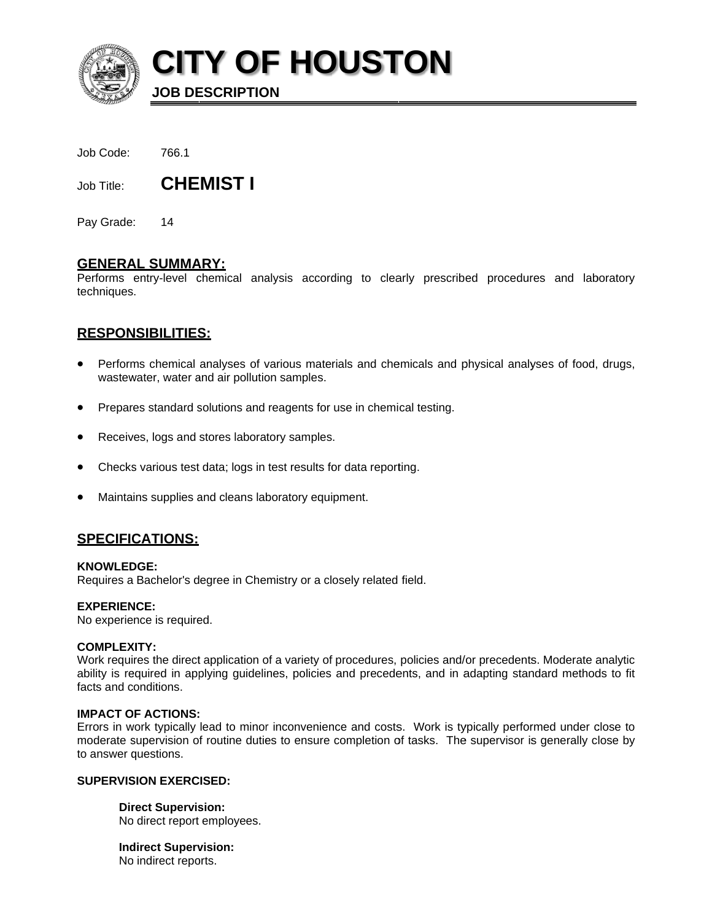# CITY OF HOUSTON

**JOB DESCRIPTION**

Job Code: 766.1

Job Title: **CHEMIST I**

Pay Grade: 14

## GENERAL SUMMARY:

Performs entry-level chemical analysis according to clearly prescribed procedures and laboratory techniques.

## RESPONSIBILITIES:

- Performs chemical analyses of various materials and chemicals and physical analyses of food, drugs, wastewater, water and air pollution samples.
- Prepares standard solutions and reagents for use in chemical testing.
- Receives, logs and stores laboratory samples.
- Checks various test data; logs in test results for data reporting.
- Maintains supplies and cleans laboratory equipment.

## SPECIFICATIONS:

**KNOWLEDGE:**
Requires a Bachelor's degree in Chemistry or a closely related field.

**EXPERIENCE:**
No experience is required.

**COMPLEXITY:**
Work requires the direct application of a variety of procedures, policies and/or precedents. Moderate analytic ability is required in applying guidelines, policies and precedents, and in adapting standard methods to fit facts and conditions.

**IMPACT OF ACTIONS:**
Errors in work typically lead to minor inconvenience and costs. Work is typically performed under close to moderate supervision of routine duties to ensure completion of tasks. The supervisor is generally close by to answer questions.

**SUPERVISION EXERCISED:**

**Direct Supervision:**
No direct report employees.

**Indirect Supervision:**
No indirect reports.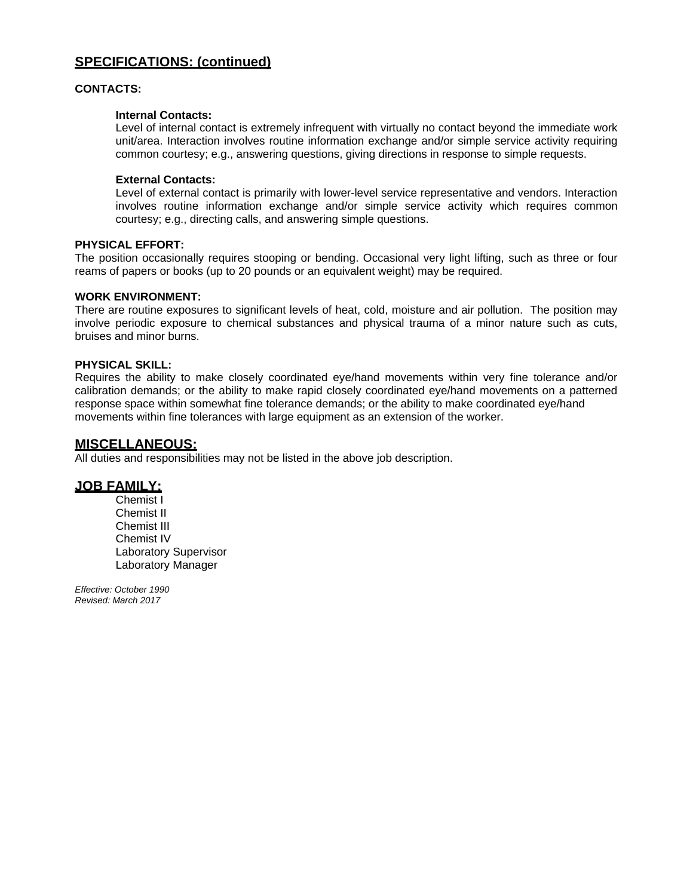## SPECIFICATIONS: (continued)

### CONTACTS:

**Internal Contacts:**
Level of internal contact is extremely infrequent with virtually no contact beyond the immediate work unit/area. Interaction involves routine information exchange and/or simple service activity requiring common courtesy; e.g., answering questions, giving directions in response to simple requests.

**External Contacts:**
Level of external contact is primarily with lower-level service representative and vendors. Interaction involves routine information exchange and/or simple service activity which requires common courtesy; e.g., directing calls, and answering simple questions.

### PHYSICAL EFFORT:

The position occasionally requires stooping or bending. Occasional very light lifting, such as three or four reams of papers or books (up to 20 pounds or an equivalent weight) may be required.

### WORK ENVIRONMENT:

There are routine exposures to significant levels of heat, cold, moisture and air pollution. The position may involve periodic exposure to chemical substances and physical trauma of a minor nature such as cuts, bruises and minor burns.

### PHYSICAL SKILL:

Requires the ability to make closely coordinated eye/hand movements within very fine tolerance and/or calibration demands; or the ability to make rapid closely coordinated eye/hand movements on a patterned response space within somewhat fine tolerance demands; or the ability to make coordinated eye/hand movements within fine tolerances with large equipment as an extension of the worker.

## MISCELLANEOUS:

All duties and responsibilities may not be listed in the above job description.

## JOB FAMILY:

Chemist I
Chemist II
Chemist III
Chemist IV
Laboratory Supervisor
Laboratory Manager

*Effective: October 1990*
*Revised: March 2017*